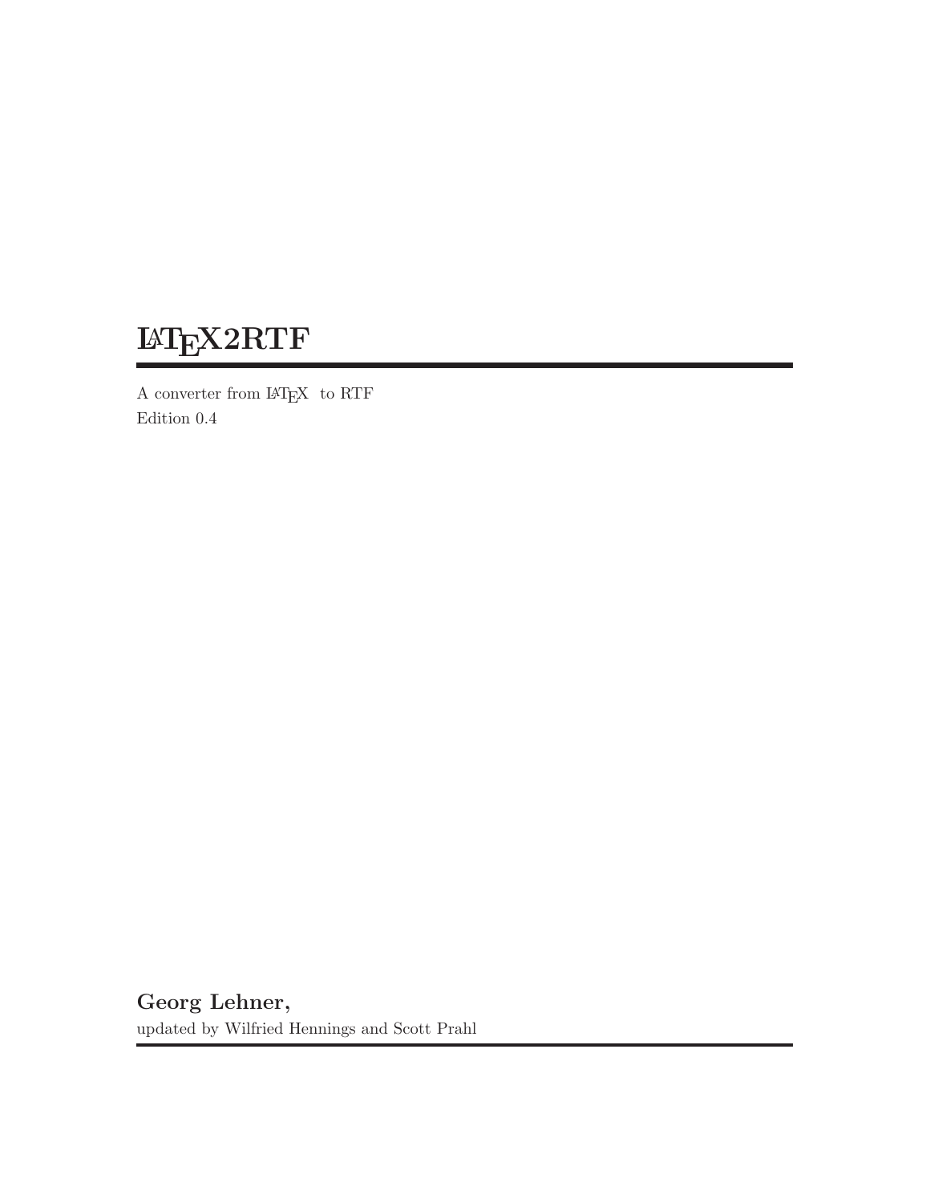# LaTeX2RTF

A converter from LaTeX to RTF
Edition 0.4

**Georg Lehner,**
updated by Wilfried Hennings and Scott Prahl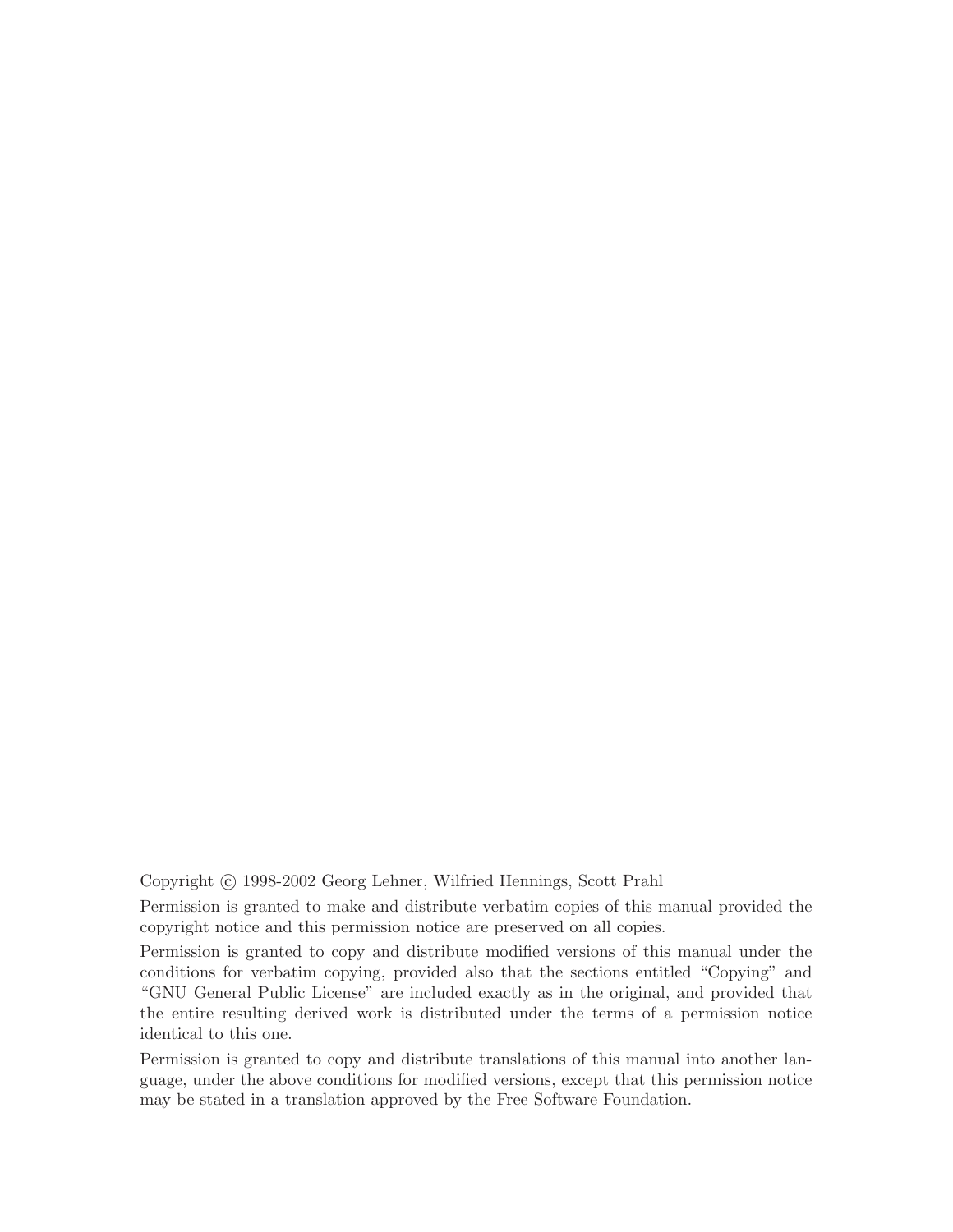Copyright © 1998-2002 Georg Lehner, Wilfried Hennings, Scott Prahl

Permission is granted to make and distribute verbatim copies of this manual provided the copyright notice and this permission notice are preserved on all copies.

Permission is granted to copy and distribute modified versions of this manual under the conditions for verbatim copying, provided also that the sections entitled "Copying" and "GNU General Public License" are included exactly as in the original, and provided that the entire resulting derived work is distributed under the terms of a permission notice identical to this one.

Permission is granted to copy and distribute translations of this manual into another language, under the above conditions for modified versions, except that this permission notice may be stated in a translation approved by the Free Software Foundation.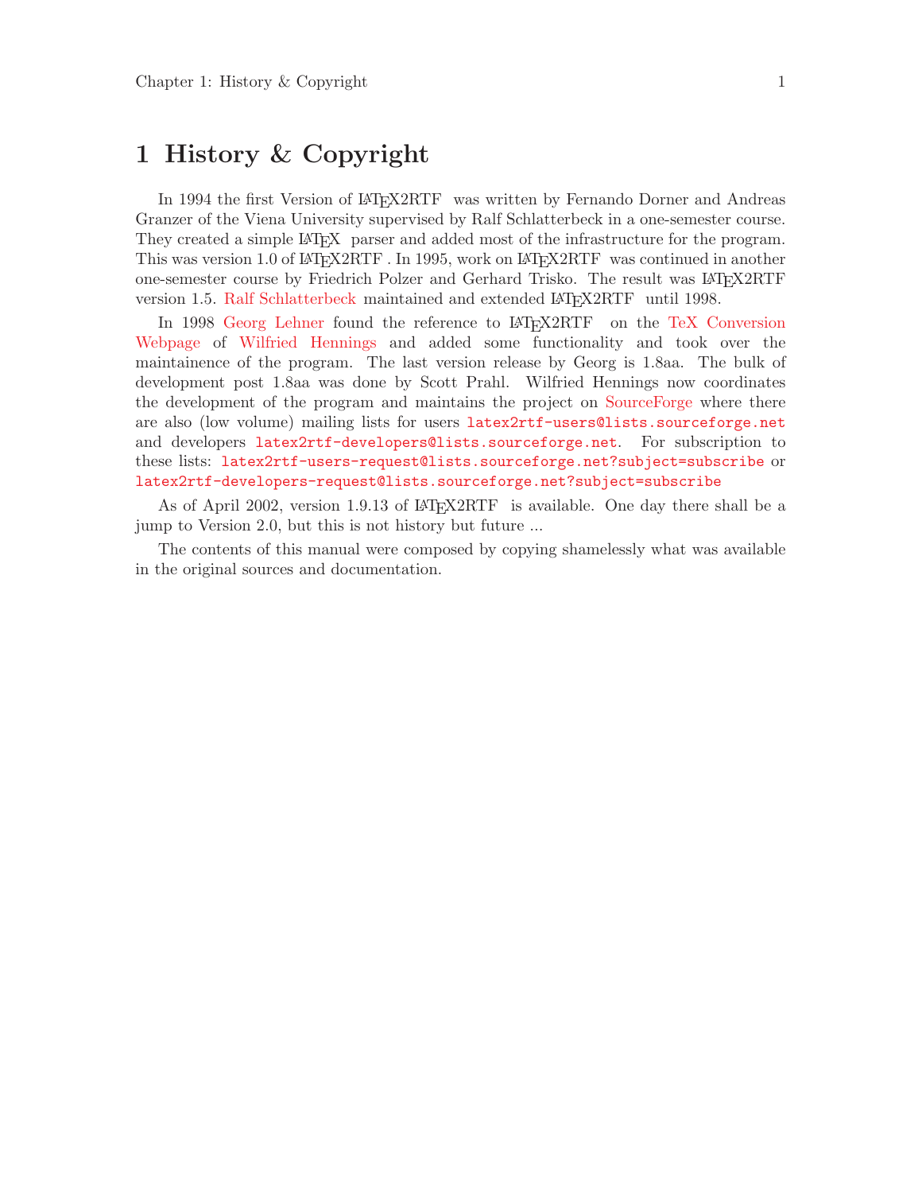# 1 History & Copyright

In 1994 the first Version of LaTeX2RTF was written by Fernando Dorner and Andreas Granzer of the Viena University supervised by Ralf Schlatterbeck in a one-semester course. They created a simple LaTeX parser and added most of the infrastructure for the program. This was version 1.0 of LaTeX2RTF . In 1995, work on LaTeX2RTF was continued in another one-semester course by Friedrich Polzer and Gerhard Trisko. The result was LaTeX2RTF version 1.5. Ralf Schlatterbeck maintained and extended LaTeX2RTF until 1998.

In 1998 Georg Lehner found the reference to LaTeX2RTF on the TeX Conversion Webpage of Wilfried Hennings and added some functionality and took over the maintainence of the program. The last version release by Georg is 1.8aa. The bulk of development post 1.8aa was done by Scott Prahl. Wilfried Hennings now coordinates the development of the program and maintains the project on SourceForge where there are also (low volume) mailing lists for users `latex2rtf-users@lists.sourceforge.net` and developers `latex2rtf-developers@lists.sourceforge.net`. For subscription to these lists: `latex2rtf-users-request@lists.sourceforge.net?subject=subscribe` or `latex2rtf-developers-request@lists.sourceforge.net?subject=subscribe`

As of April 2002, version 1.9.13 of LaTeX2RTF is available. One day there shall be a jump to Version 2.0, but this is not history but future ...

The contents of this manual were composed by copying shamelessly what was available in the original sources and documentation.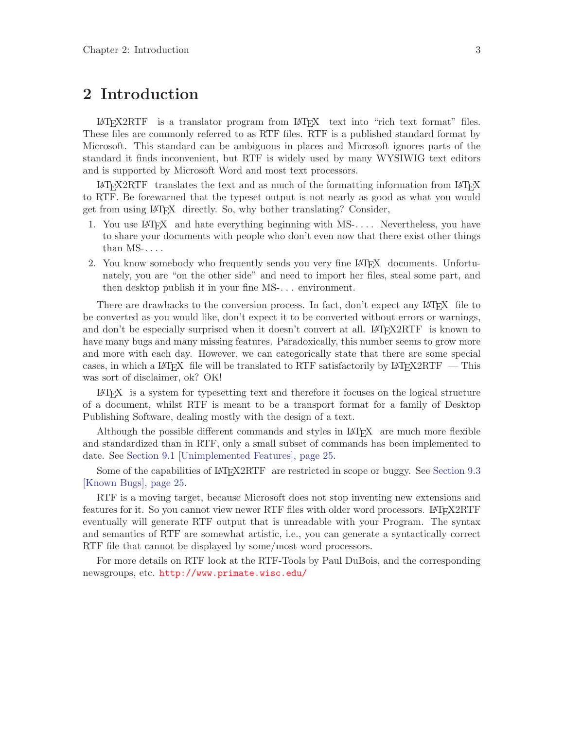# 2 Introduction

LaTeX2RTF is a translator program from LaTeX text into "rich text format" files. These files are commonly referred to as RTF files. RTF is a published standard format by Microsoft. This standard can be ambiguous in places and Microsoft ignores parts of the standard it finds inconvenient, but RTF is widely used by many WYSIWIG text editors and is supported by Microsoft Word and most text processors.

LaTeX2RTF translates the text and as much of the formatting information from LaTeX to RTF. Be forewarned that the typeset output is not nearly as good as what you would get from using LaTeX directly. So, why bother translating? Consider,

1. You use LaTeX and hate everything beginning with MS-.... Nevertheless, you have to share your documents with people who don't even now that there exist other things than MS-....
2. You know somebody who frequently sends you very fine LaTeX documents. Unfortunately, you are "on the other side" and need to import her files, steal some part, and then desktop publish it in your fine MS-... environment.

There are drawbacks to the conversion process. In fact, don't expect any LaTeX file to be converted as you would like, don't expect it to be converted without errors or warnings, and don't be especially surprised when it doesn't convert at all. LaTeX2RTF is known to have many bugs and many missing features. Paradoxically, this number seems to grow more and more with each day. However, we can categorically state that there are some special cases, in which a LaTeX file will be translated to RTF satisfactorily by LaTeX2RTF — This was sort of disclaimer, ok? OK!

LaTeX is a system for typesetting text and therefore it focuses on the logical structure of a document, whilst RTF is meant to be a transport format for a family of Desktop Publishing Software, dealing mostly with the design of a text.

Although the possible different commands and styles in LaTeX are much more flexible and standardized than in RTF, only a small subset of commands has been implemented to date. See Section 9.1 [Unimplemented Features], page 25.

Some of the capabilities of LaTeX2RTF are restricted in scope or buggy. See Section 9.3 [Known Bugs], page 25.

RTF is a moving target, because Microsoft does not stop inventing new extensions and features for it. So you cannot view newer RTF files with older word processors. LaTeX2RTF eventually will generate RTF output that is unreadable with your Program. The syntax and semantics of RTF are somewhat artistic, i.e., you can generate a syntactically correct RTF file that cannot be displayed by some/most word processors.

For more details on RTF look at the RTF-Tools by Paul DuBois, and the corresponding newsgroups, etc. `http://www.primate.wisc.edu/`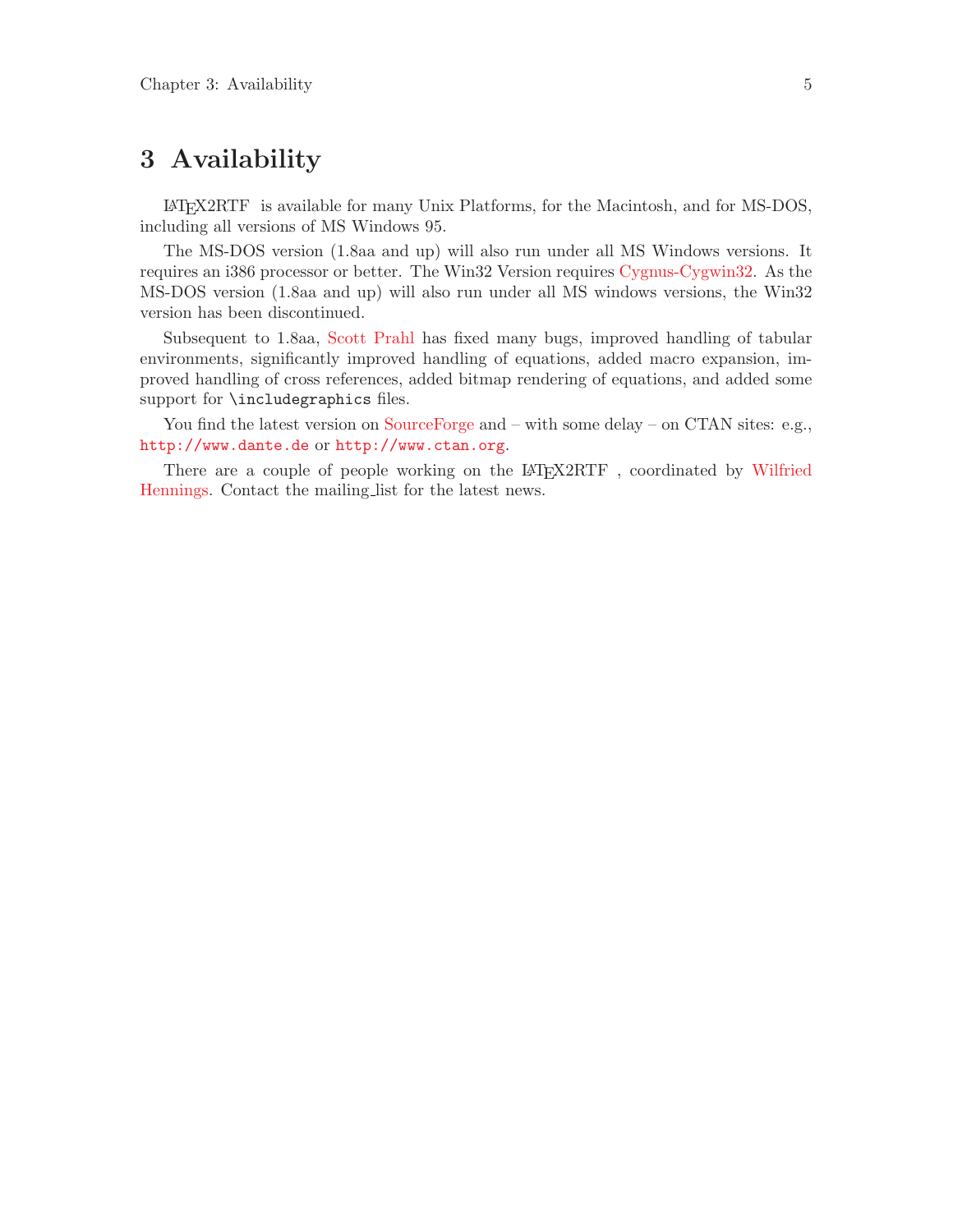# 3 Availability

LaTeX2RTF is available for many Unix Platforms, for the Macintosh, and for MS-DOS, including all versions of MS Windows 95.

The MS-DOS version (1.8aa and up) will also run under all MS Windows versions. It requires an i386 processor or better. The Win32 Version requires Cygnus-Cygwin32. As the MS-DOS version (1.8aa and up) will also run under all MS windows versions, the Win32 version has been discontinued.

Subsequent to 1.8aa, Scott Prahl has fixed many bugs, improved handling of tabular environments, significantly improved handling of equations, added macro expansion, improved handling of cross references, added bitmap rendering of equations, and added some support for `\includegraphics` files.

You find the latest version on SourceForge and – with some delay – on CTAN sites: e.g., `http://www.dante.de` or `http://www.ctan.org`.

There are a couple of people working on the LaTeX2RTF , coordinated by Wilfried Hennings. Contact the mailing_list for the latest news.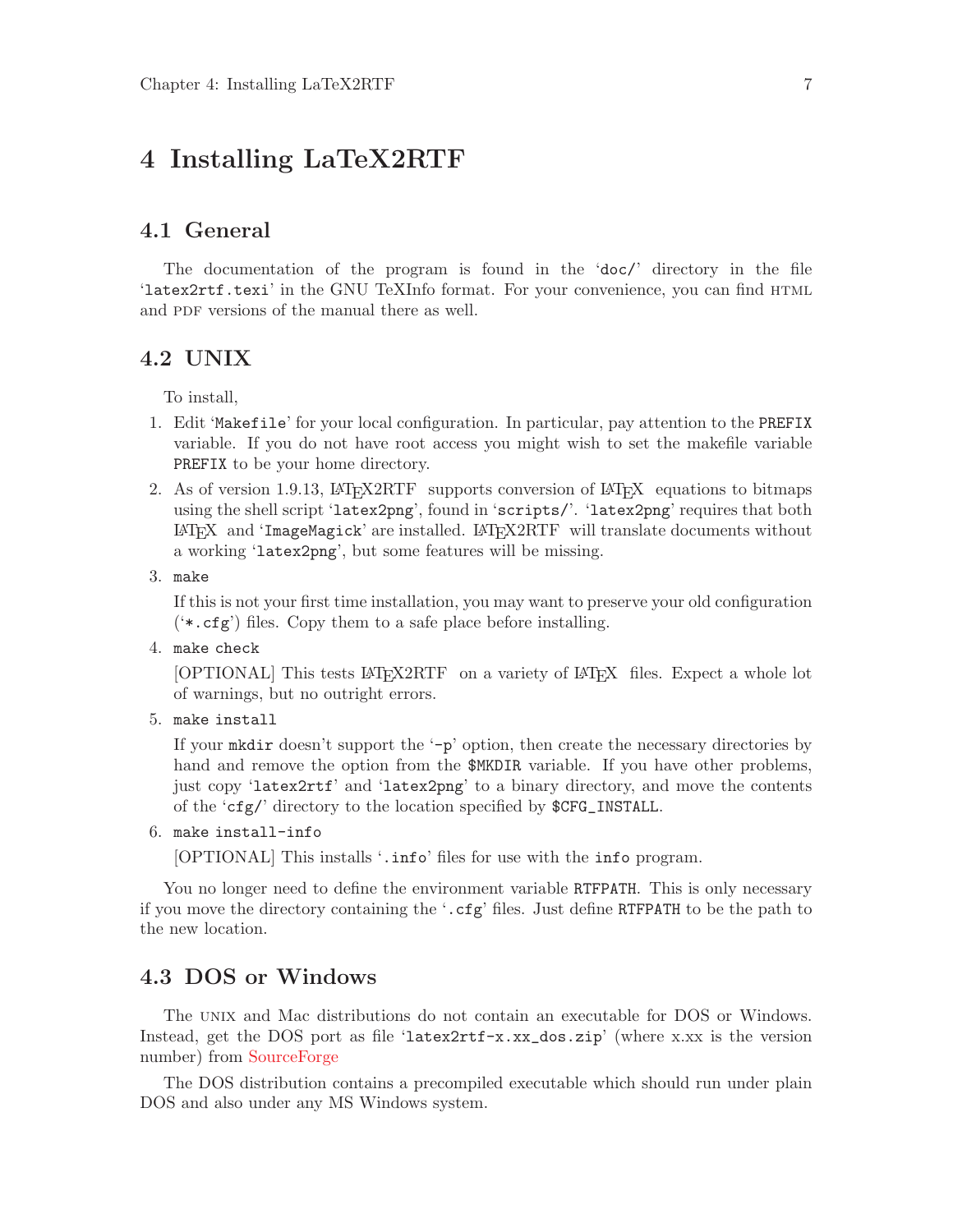# 4 Installing LaTeX2RTF

## 4.1 General

The documentation of the program is found in the '`doc/`' directory in the file '`latex2rtf.texi`' in the GNU TeXInfo format. For your convenience, you can find HTML and PDF versions of the manual there as well.

## 4.2 UNIX

To install,

1. Edit '`Makefile`' for your local configuration. In particular, pay attention to the `PREFIX` variable. If you do not have root access you might wish to set the makefile variable `PREFIX` to be your home directory.
2. As of version 1.9.13, LaTeX2RTF supports conversion of LaTeX equations to bitmaps using the shell script '`latex2png`', found in '`scripts/`'. '`latex2png`' requires that both LaTeX and '`ImageMagick`' are installed. LaTeX2RTF will translate documents without a working '`latex2png`', but some features will be missing.
3. `make`

   If this is not your first time installation, you may want to preserve your old configuration ('`*.cfg`') files. Copy them to a safe place before installing.
4. `make check`

   [OPTIONAL] This tests LaTeX2RTF on a variety of LaTeX files. Expect a whole lot of warnings, but no outright errors.
5. `make install`

   If your `mkdir` doesn't support the '`-p`' option, then create the necessary directories by hand and remove the option from the `$MKDIR` variable. If you have other problems, just copy '`latex2rtf`' and '`latex2png`' to a binary directory, and move the contents of the '`cfg/`' directory to the location specified by `$CFG_INSTALL`.
6. `make install-info`

   [OPTIONAL] This installs '`.info`' files for use with the `info` program.

You no longer need to define the environment variable `RTFPATH`. This is only necessary if you move the directory containing the '`.cfg`' files. Just define `RTFPATH` to be the path to the new location.

## 4.3 DOS or Windows

The UNIX and Mac distributions do not contain an executable for DOS or Windows. Instead, get the DOS port as file '`latex2rtf-x.xx_dos.zip`' (where x.xx is the version number) from SourceForge

The DOS distribution contains a precompiled executable which should run under plain DOS and also under any MS Windows system.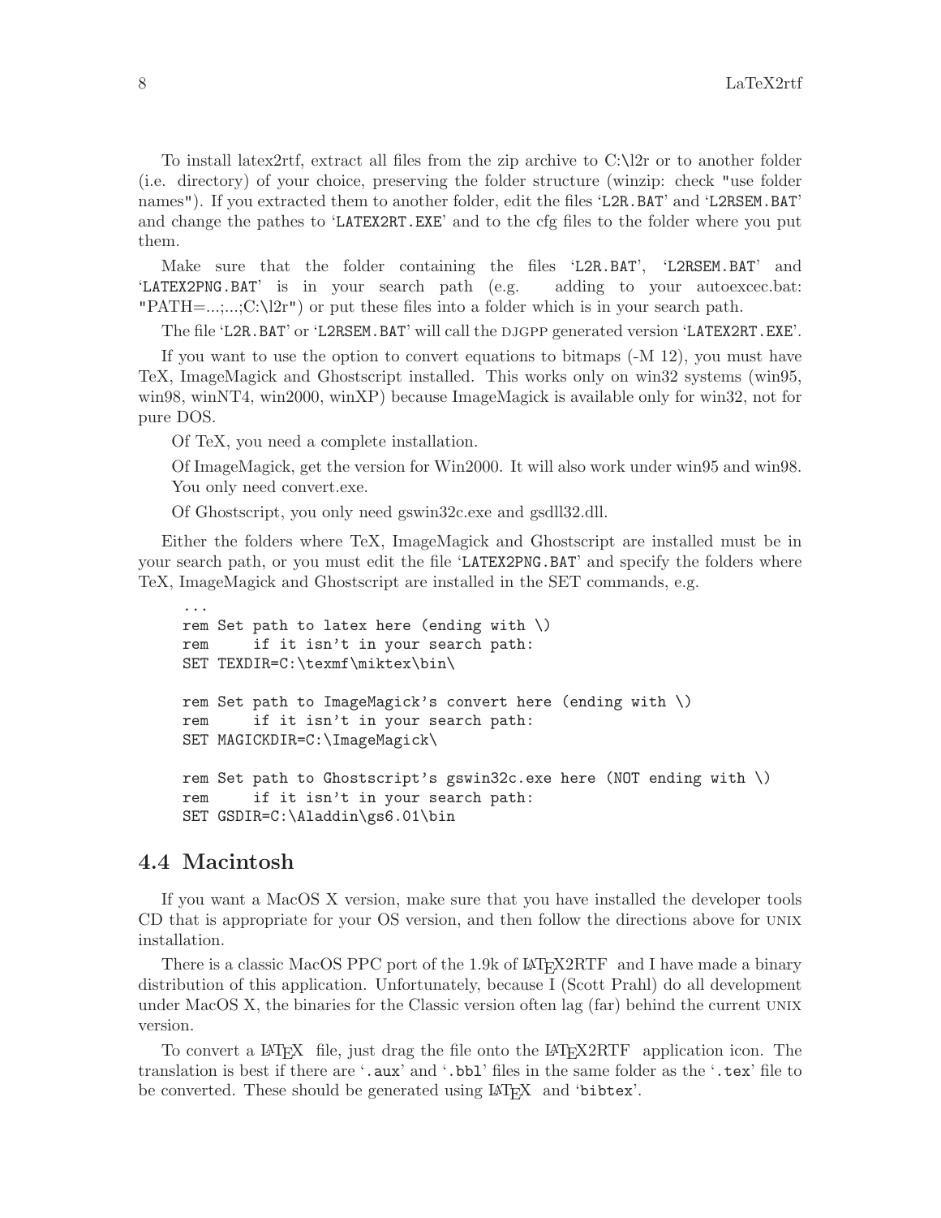To install latex2rtf, extract all files from the zip archive to C:\l2r or to another folder (i.e. directory) of your choice, preserving the folder structure (winzip: check "use folder names"). If you extracted them to another folder, edit the files 'L2R.BAT' and 'L2RSEM.BAT' and change the pathes to 'LATEX2RT.EXE' and to the cfg files to the folder where you put them.

Make sure that the folder containing the files 'L2R.BAT', 'L2RSEM.BAT' and 'LATEX2PNG.BAT' is in your search path (e.g. adding to your autoexcec.bat: "PATH=...;...;C:\l2r") or put these files into a folder which is in your search path.

The file 'L2R.BAT' or 'L2RSEM.BAT' will call the DJGPP generated version 'LATEX2RT.EXE'.

If you want to use the option to convert equations to bitmaps (-M 12), you must have TeX, ImageMagick and Ghostscript installed. This works only on win32 systems (win95, win98, winNT4, win2000, winXP) because ImageMagick is available only for win32, not for pure DOS.

> Of TeX, you need a complete installation.
>
> Of ImageMagick, get the version for Win2000. It will also work under win95 and win98. You only need convert.exe.
>
> Of Ghostscript, you only need gswin32c.exe and gsdll32.dll.

Either the folders where TeX, ImageMagick and Ghostscript are installed must be in your search path, or you must edit the file 'LATEX2PNG.BAT' and specify the folders where TeX, ImageMagick and Ghostscript are installed in the SET commands, e.g.

```
...
rem Set path to latex here (ending with \)
rem     if it isn't in your search path:
SET TEXDIR=C:\texmf\miktex\bin\

rem Set path to ImageMagick's convert here (ending with \)
rem     if it isn't in your search path:
SET MAGICKDIR=C:\ImageMagick\

rem Set path to Ghostscript's gswin32c.exe here (NOT ending with \)
rem     if it isn't in your search path:
SET GSDIR=C:\Aladdin\gs6.01\bin
```

## 4.4 Macintosh

If you want a MacOS X version, make sure that you have installed the developer tools CD that is appropriate for your OS version, and then follow the directions above for UNIX installation.

There is a classic MacOS PPC port of the 1.9k of LaTeX2RTF and I have made a binary distribution of this application. Unfortunately, because I (Scott Prahl) do all development under MacOS X, the binaries for the Classic version often lag (far) behind the current UNIX version.

To convert a LaTeX file, just drag the file onto the LaTeX2RTF application icon. The translation is best if there are '.aux' and '.bbl' files in the same folder as the '.tex' file to be converted. These should be generated using LaTeX and 'bibtex'.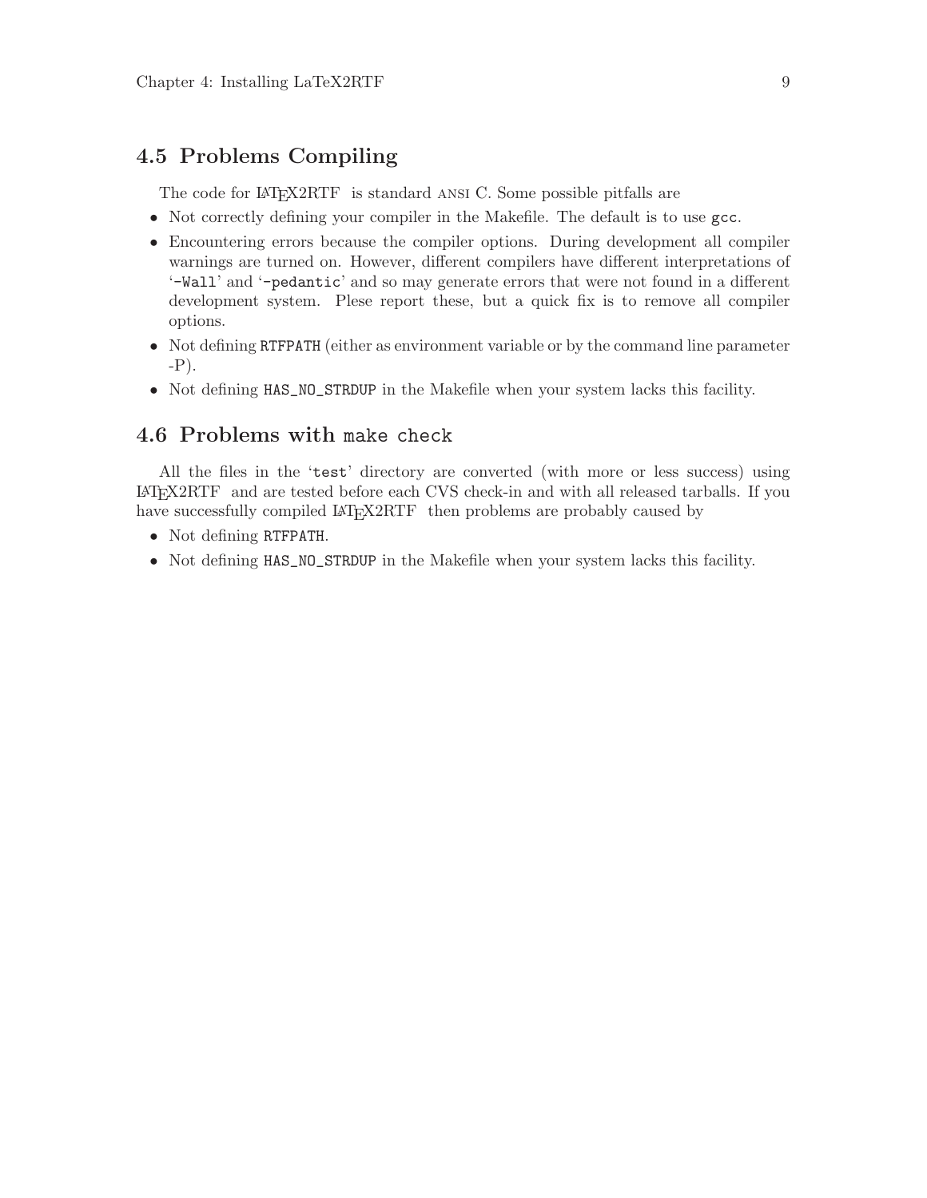## 4.5 Problems Compiling

The code for LaTeX2RTF is standard ANSI C. Some possible pitfalls are

- Not correctly defining your compiler in the Makefile. The default is to use `gcc`.
- Encountering errors because the compiler options. During development all compiler warnings are turned on. However, different compilers have different interpretations of '`-Wall`' and '`-pedantic`' and so may generate errors that were not found in a different development system. Plese report these, but a quick fix is to remove all compiler options.
- Not defining `RTFPATH` (either as environment variable or by the command line parameter -P).
- Not defining `HAS_NO_STRDUP` in the Makefile when your system lacks this facility.

## 4.6 Problems with `make check`

All the files in the '`test`' directory are converted (with more or less success) using LaTeX2RTF and are tested before each CVS check-in and with all released tarballs. If you have successfully compiled LaTeX2RTF then problems are probably caused by

- Not defining `RTFPATH`.
- Not defining `HAS_NO_STRDUP` in the Makefile when your system lacks this facility.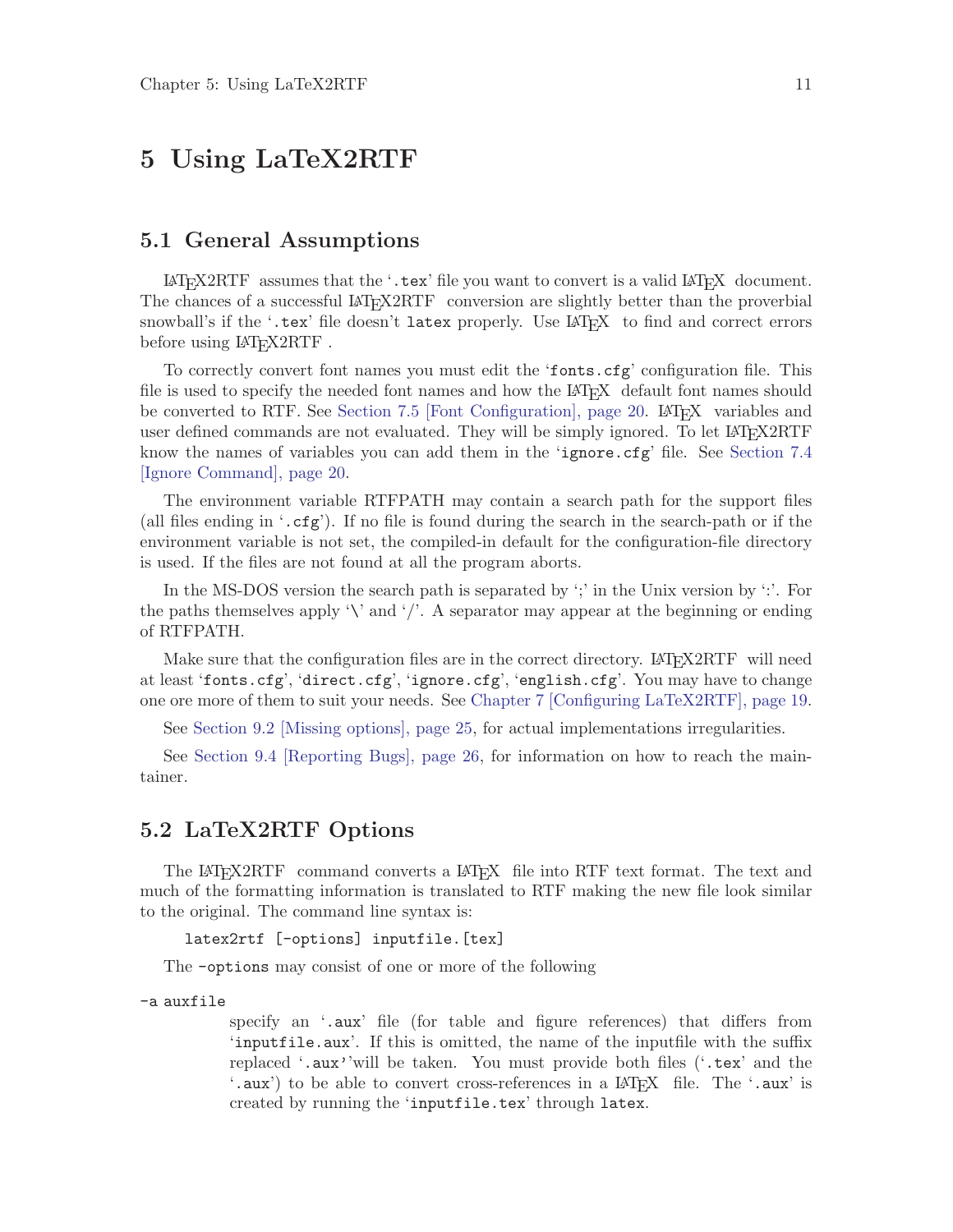# 5 Using LaTeX2RTF

## 5.1 General Assumptions

LaTeX2RTF assumes that the '.tex' file you want to convert is a valid LaTeX document. The chances of a successful LaTeX2RTF conversion are slightly better than the proverbial snowball's if the '.tex' file doesn't `latex` properly. Use LaTeX to find and correct errors before using LaTeX2RTF .

To correctly convert font names you must edit the '`fonts.cfg`' configuration file. This file is used to specify the needed font names and how the LaTeX default font names should be converted to RTF. See Section 7.5 [Font Configuration], page 20. LaTeX variables and user defined commands are not evaluated. They will be simply ignored. To let LaTeX2RTF know the names of variables you can add them in the '`ignore.cfg`' file. See Section 7.4 [Ignore Command], page 20.

The environment variable RTFPATH may contain a search path for the support files (all files ending in '`.cfg`'). If no file is found during the search in the search-path or if the environment variable is not set, the compiled-in default for the configuration-file directory is used. If the files are not found at all the program aborts.

In the MS-DOS version the search path is separated by ';' in the Unix version by ':'. For the paths themselves apply '\' and '/'. A separator may appear at the beginning or ending of RTFPATH.

Make sure that the configuration files are in the correct directory. LaTeX2RTF will need at least '`fonts.cfg`', '`direct.cfg`', '`ignore.cfg`', '`english.cfg`'. You may have to change one ore more of them to suit your needs. See Chapter 7 [Configuring LaTeX2RTF], page 19.

See Section 9.2 [Missing options], page 25, for actual implementations irregularities.

See Section 9.4 [Reporting Bugs], page 26, for information on how to reach the maintainer.

## 5.2 LaTeX2RTF Options

The LaTeX2RTF command converts a LaTeX file into RTF text format. The text and much of the formatting information is translated to RTF making the new file look similar to the original. The command line syntax is:

```
latex2rtf [-options] inputfile.[tex]
```

The `-options` may consist of one or more of the following

`-a auxfile`

specify an '`.aux`' file (for table and figure references) that differs from '`inputfile.aux`'. If this is omitted, the name of the inputfile with the suffix replaced '`.aux`''will be taken. You must provide both files ('`.tex`' and the '`.aux`') to be able to convert cross-references in a LaTeX file. The '`.aux`' is created by running the '`inputfile.tex`' through `latex`.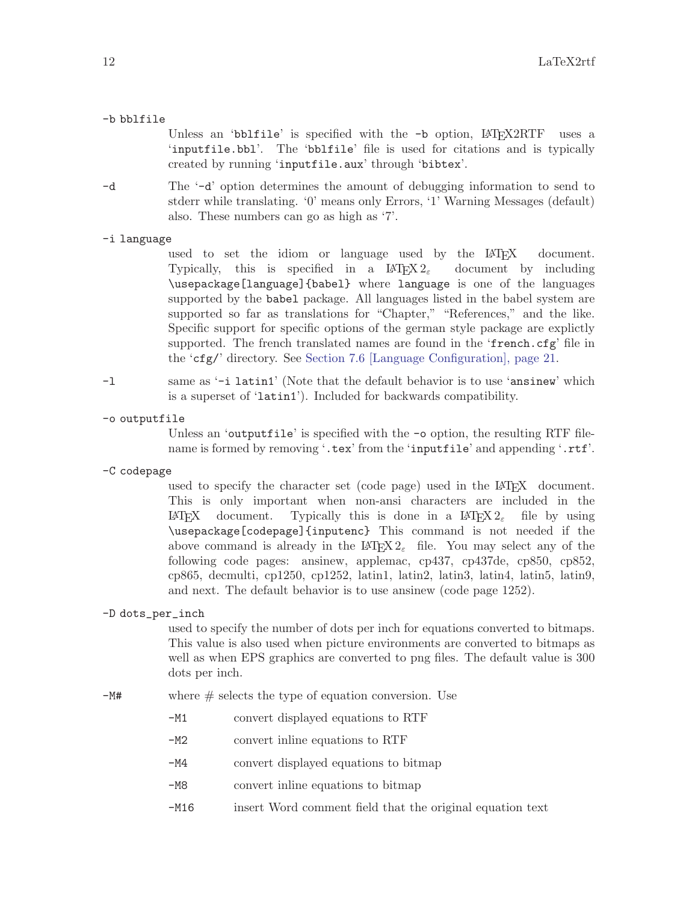`-b bblfile`
: Unless an 'bblfile' is specified with the `-b` option, LaTeX2RTF uses a 'inputfile.bbl'. The 'bblfile' file is used for citations and is typically created by running 'inputfile.aux' through 'bibtex'.

`-d`
: The '-d' option determines the amount of debugging information to send to stderr while translating. '0' means only Errors, '1' Warning Messages (default) also. These numbers can go as high as '7'.

`-i language`
: used to set the idiom or language used by the LaTeX document. Typically, this is specified in a LaTeX $2_\varepsilon$ document by including `\usepackage[language]{babel}` where `language` is one of the languages supported by the `babel` package. All languages listed in the babel system are supported so far as translations for "Chapter," "References," and the like. Specific support for specific options of the german style package are explictly supported. The french translated names are found in the 'french.cfg' file in the 'cfg/' directory. See Section 7.6 [Language Configuration], page 21.

`-l`
: same as '-i latin1' (Note that the default behavior is to use 'ansinew' which is a superset of 'latin1'). Included for backwards compatibility.

`-o outputfile`
: Unless an 'outputfile' is specified with the `-o` option, the resulting RTF filename is formed by removing '.tex' from the 'inputfile' and appending '.rtf'.

`-C codepage`
: used to specify the character set (code page) used in the LaTeX document. This is only important when non-ansi characters are included in the LaTeX document. Typically this is done in a LaTeX $2_\varepsilon$ file by using `\usepackage[codepage]{inputenc}` This command is not needed if the above command is already in the LaTeX $2_\varepsilon$ file. You may select any of the following code pages: ansinew, applemac, cp437, cp437de, cp850, cp852, cp865, decmulti, cp1250, cp1252, latin1, latin2, latin3, latin4, latin5, latin9, and next. The default behavior is to use ansinew (code page 1252).

`-D dots_per_inch`
: used to specify the number of dots per inch for equations converted to bitmaps. This value is also used when picture environments are converted to bitmaps as well as when EPS graphics are converted to png files. The default value is 300 dots per inch.

`-M#`
: where # selects the type of equation conversion. Use

  `-M1`
  : convert displayed equations to RTF

  `-M2`
  : convert inline equations to RTF

  `-M4`
  : convert displayed equations to bitmap

  `-M8`
  : convert inline equations to bitmap

  `-M16`
  : insert Word comment field that the original equation text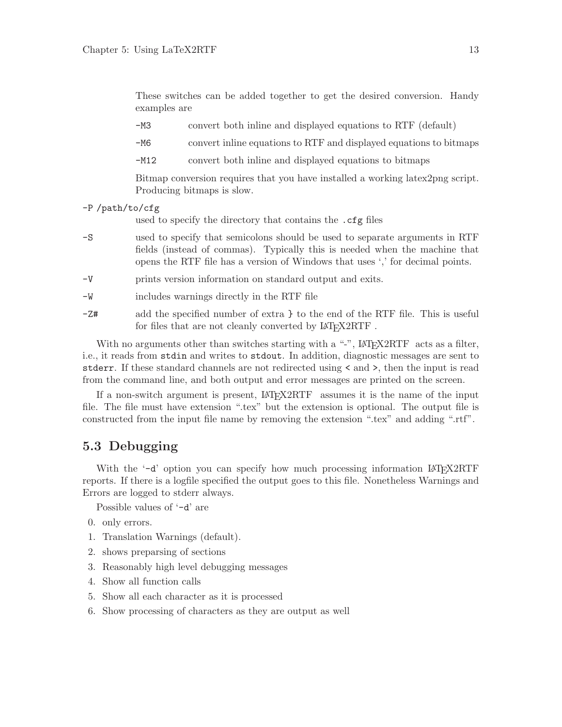These switches can be added together to get the desired conversion. Handy examples are

`-M3` convert both inline and displayed equations to RTF (default)

`-M6` convert inline equations to RTF and displayed equations to bitmaps

`-M12` convert both inline and displayed equations to bitmaps

Bitmap conversion requires that you have installed a working latex2png script. Producing bitmaps is slow.

`-P /path/to/cfg`
: used to specify the directory that contains the `.cfg` files

`-S`
: used to specify that semicolons should be used to separate arguments in RTF fields (instead of commas). Typically this is needed when the machine that opens the RTF file has a version of Windows that uses ',' for decimal points.

`-V`
: prints version information on standard output and exits.

`-W`
: includes warnings directly in the RTF file

`-Z#`
: add the specified number of extra `}` to the end of the RTF file. This is useful for files that are not cleanly converted by LaTeX2RTF .

With no arguments other than switches starting with a "-", LaTeX2RTF acts as a filter, i.e., it reads from `stdin` and writes to `stdout`. In addition, diagnostic messages are sent to `stderr`. If these standard channels are not redirected using `<` and `>`, then the input is read from the command line, and both output and error messages are printed on the screen.

If a non-switch argument is present, LaTeX2RTF assumes it is the name of the input file. The file must have extension ".tex" but the extension is optional. The output file is constructed from the input file name by removing the extension ".tex" and adding ".rtf".

## 5.3 Debugging

With the '`-d`' option you can specify how much processing information LaTeX2RTF reports. If there is a logfile specified the output goes to this file. Nonetheless Warnings and Errors are logged to stderr always.

Possible values of '`-d`' are

0. only errors.
1. Translation Warnings (default).
2. shows preparsing of sections
3. Reasonably high level debugging messages
4. Show all function calls
5. Show all each character as it is processed
6. Show processing of characters as they are output as well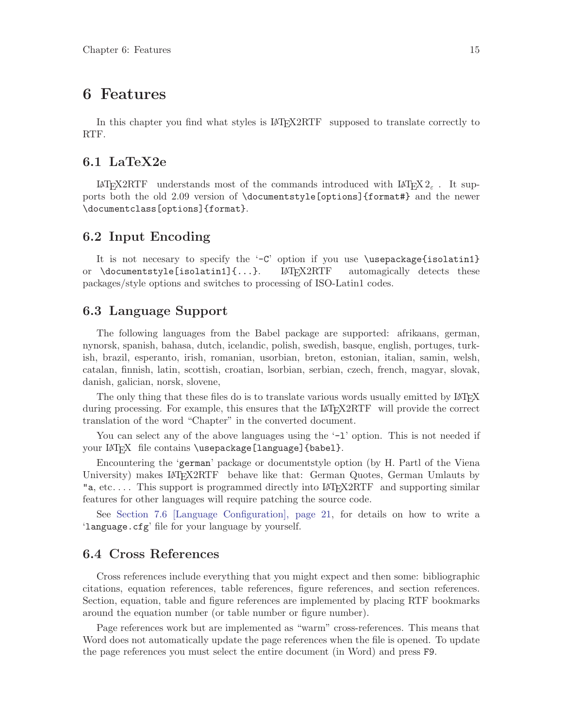# 6 Features

In this chapter you find what styles is LaTeX2RTF supposed to translate correctly to RTF.

## 6.1 LaTeX2e

LaTeX2RTF understands most of the commands introduced with LaTeX $2_\varepsilon$. It supports both the old 2.09 version of `\documentstyle[options]{format#}` and the newer `\documentclass[options]{format}`.

## 6.2 Input Encoding

It is not necesary to specify the '`-C`' option if you use `\usepackage{isolatin1}` or `\documentstyle[isolatin1]{...}`. LaTeX2RTF automagically detects these packages/style options and switches to processing of ISO-Latin1 codes.

## 6.3 Language Support

The following languages from the Babel package are supported: afrikaans, german, nynorsk, spanish, bahasa, dutch, icelandic, polish, swedish, basque, english, portuges, turkish, brazil, esperanto, irish, romanian, usorbian, breton, estonian, italian, samin, welsh, catalan, finnish, latin, scottish, croatian, lsorbian, serbian, czech, french, magyar, slovak, danish, galician, norsk, slovene,

The only thing that these files do is to translate various words usually emitted by LaTeX during processing. For example, this ensures that the LaTeX2RTF will provide the correct translation of the word "Chapter" in the converted document.

You can select any of the above languages using the '`-l`' option. This is not needed if your LaTeX file contains `\usepackage[language]{babel}`.

Encountering the '`german`' package or documentstyle option (by H. Partl of the Viena University) makes LaTeX2RTF behave like that: German Quotes, German Umlauts by `"a`, etc. . . . This support is programmed directly into LaTeX2RTF and supporting similar features for other languages will require patching the source code.

See Section 7.6 [Language Configuration], page 21, for details on how to write a '`language.cfg`' file for your language by yourself.

## 6.4 Cross References

Cross references include everything that you might expect and then some: bibliographic citations, equation references, table references, figure references, and section references. Section, equation, table and figure references are implemented by placing RTF bookmarks around the equation number (or table number or figure number).

Page references work but are implemented as "warm" cross-references. This means that Word does not automatically update the page references when the file is opened. To update the page references you must select the entire document (in Word) and press `F9`.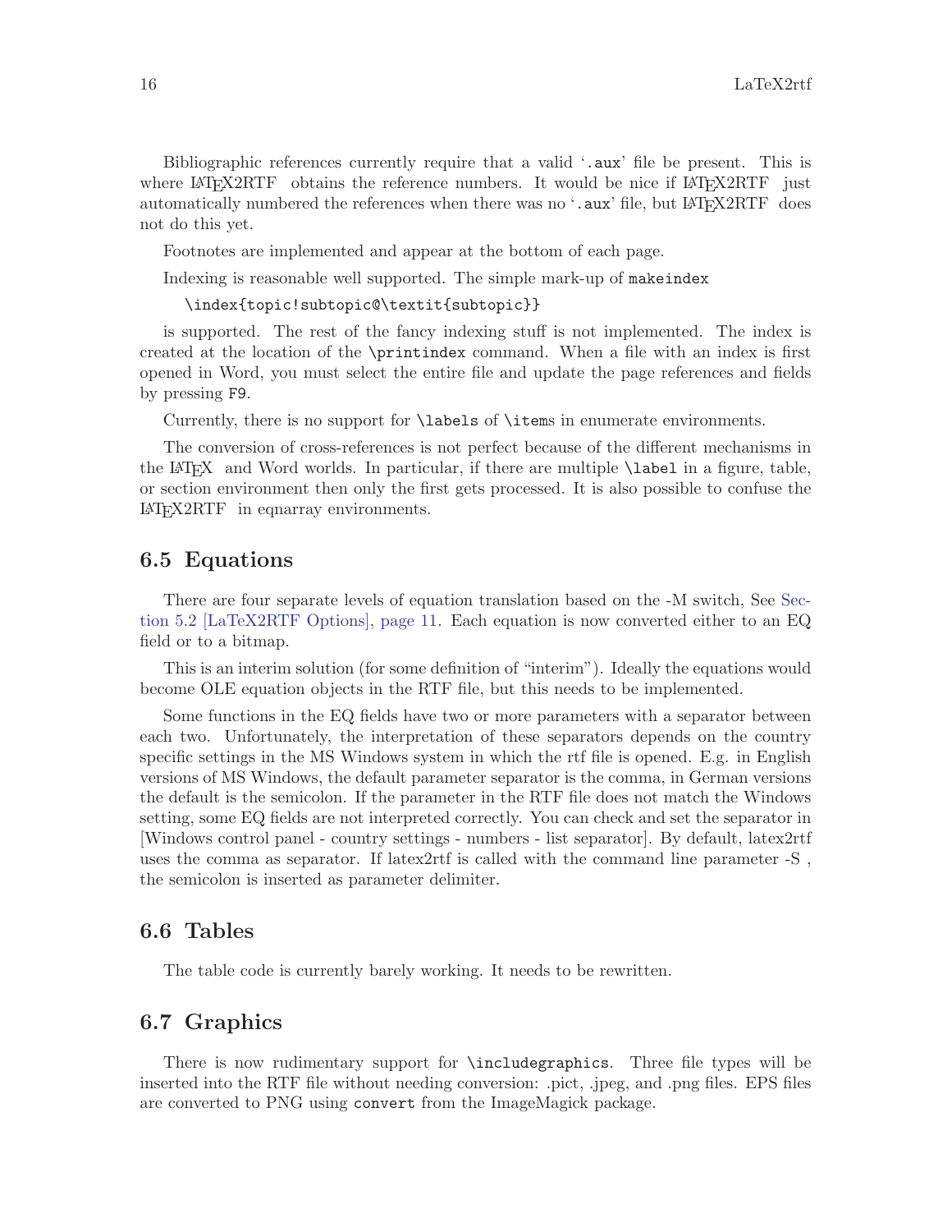Bibliographic references currently require that a valid '`.aux`' file be present. This is where LaTeX2RTF obtains the reference numbers. It would be nice if LaTeX2RTF just automatically numbered the references when there was no '`.aux`' file, but LaTeX2RTF does not do this yet.

Footnotes are implemented and appear at the bottom of each page.

Indexing is reasonable well supported. The simple mark-up of `makeindex`

```
\index{topic!subtopic@\textit{subtopic}}
```

is supported. The rest of the fancy indexing stuff is not implemented. The index is created at the location of the `\printindex` command. When a file with an index is first opened in Word, you must select the entire file and update the page references and fields by pressing `F9`.

Currently, there is no support for `\labels` of `\items` in enumerate environments.

The conversion of cross-references is not perfect because of the different mechanisms in the LaTeX and Word worlds. In particular, if there are multiple `\label` in a figure, table, or section environment then only the first gets processed. It is also possible to confuse the LaTeX2RTF in eqnarray environments.

## 6.5 Equations

There are four separate levels of equation translation based on the -M switch, See Section 5.2 [LaTeX2RTF Options], page 11. Each equation is now converted either to an EQ field or to a bitmap.

This is an interim solution (for some definition of "interim"). Ideally the equations would become OLE equation objects in the RTF file, but this needs to be implemented.

Some functions in the EQ fields have two or more parameters with a separator between each two. Unfortunately, the interpretation of these separators depends on the country specific settings in the MS Windows system in which the rtf file is opened. E.g. in English versions of MS Windows, the default parameter separator is the comma, in German versions the default is the semicolon. If the parameter in the RTF file does not match the Windows setting, some EQ fields are not interpreted correctly. You can check and set the separator in [Windows control panel - country settings - numbers - list separator]. By default, latex2rtf uses the comma as separator. If latex2rtf is called with the command line parameter -S , the semicolon is inserted as parameter delimiter.

## 6.6 Tables

The table code is currently barely working. It needs to be rewritten.

## 6.7 Graphics

There is now rudimentary support for `\includegraphics`. Three file types will be inserted into the RTF file without needing conversion: .pict, .jpeg, and .png files. EPS files are converted to PNG using `convert` from the ImageMagick package.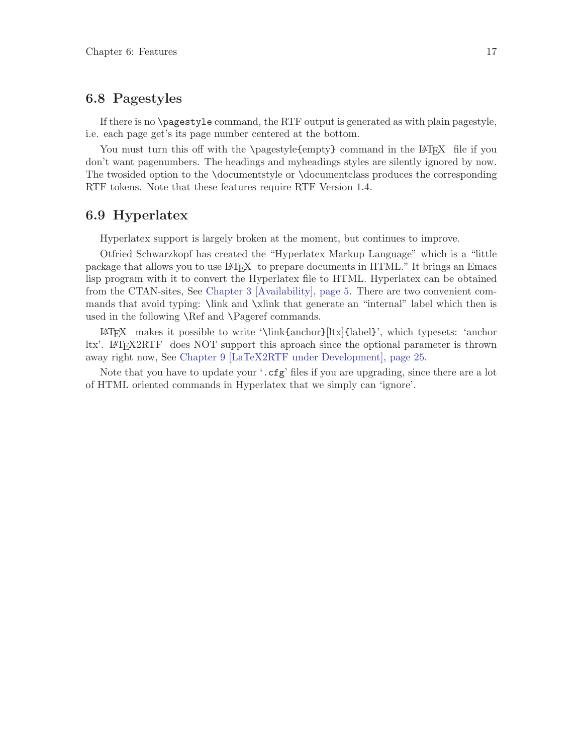## 6.8 Pagestyles

If there is no `\pagestyle` command, the RTF output is generated as with plain pagestyle, i.e. each page get's its page number centered at the bottom.

You must turn this off with the \pagestyle{empty} command in the LaTeX file if you don't want pagenumbers. The headings and myheadings styles are silently ignored by now. The twosided option to the \documentstyle or \documentclass produces the corresponding RTF tokens. Note that these features require RTF Version 1.4.

## 6.9 Hyperlatex

Hyperlatex support is largely broken at the moment, but continues to improve.

Otfried Schwarzkopf has created the "Hyperlatex Markup Language" which is a "little package that allows you to use LaTeX to prepare documents in HTML." It brings an Emacs lisp program with it to convert the Hyperlatex file to HTML. Hyperlatex can be obtained from the CTAN-sites, See Chapter 3 [Availability], page 5. There are two convenient commands that avoid typing: \link and \xlink that generate an "internal" label which then is used in the following \Ref and \Pageref commands.

LaTeX makes it possible to write '\link{anchor}[ltx]{label}', which typesets: 'anchor ltx'. LaTeX2RTF does NOT support this aproach since the optional parameter is thrown away right now, See Chapter 9 [LaTeX2RTF under Development], page 25.

Note that you have to update your '`.cfg`' files if you are upgrading, since there are a lot of HTML oriented commands in Hyperlatex that we simply can 'ignore'.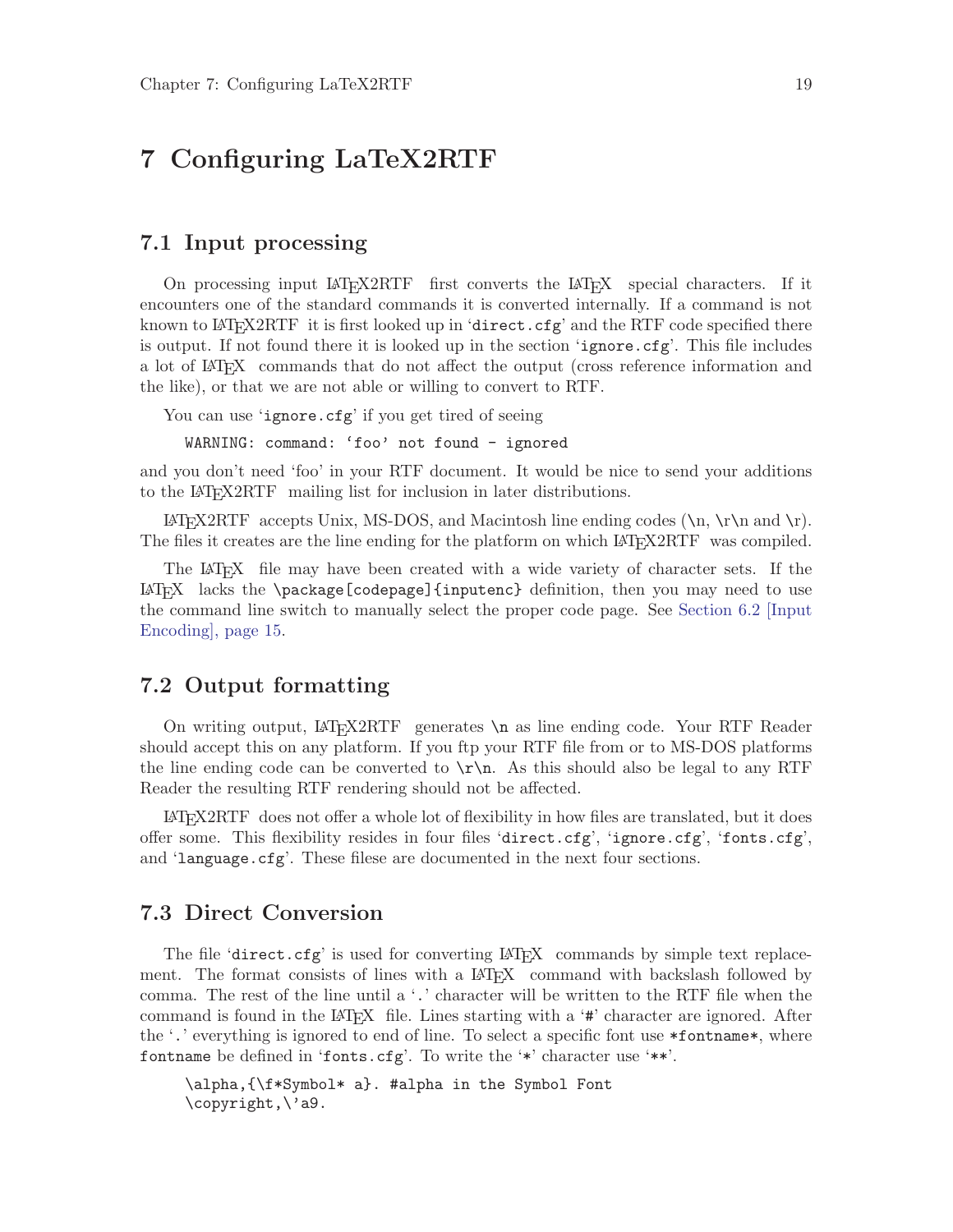# 7 Configuring LaTeX2RTF

## 7.1 Input processing

On processing input LaTeX2RTF first converts the LaTeX special characters. If it encounters one of the standard commands it is converted internally. If a command is not known to LaTeX2RTF it is first looked up in '`direct.cfg`' and the RTF code specified there is output. If not found there it is looked up in the section '`ignore.cfg`'. This file includes a lot of LaTeX commands that do not affect the output (cross reference information and the like), or that we are not able or willing to convert to RTF.

You can use '`ignore.cfg`' if you get tired of seeing

```
WARNING: command: 'foo' not found - ignored
```

and you don't need 'foo' in your RTF document. It would be nice to send your additions to the LaTeX2RTF mailing list for inclusion in later distributions.

LaTeX2RTF accepts Unix, MS-DOS, and Macintosh line ending codes (\n, \r\n and \r). The files it creates are the line ending for the platform on which LaTeX2RTF was compiled.

The LaTeX file may have been created with a wide variety of character sets. If the LaTeX lacks the `\package[codepage]{inputenc}` definition, then you may need to use the command line switch to manually select the proper code page. See Section 6.2 [Input Encoding], page 15.

## 7.2 Output formatting

On writing output, LaTeX2RTF generates `\n` as line ending code. Your RTF Reader should accept this on any platform. If you ftp your RTF file from or to MS-DOS platforms the line ending code can be converted to `\r\n`. As this should also be legal to any RTF Reader the resulting RTF rendering should not be affected.

LaTeX2RTF does not offer a whole lot of flexibility in how files are translated, but it does offer some. This flexibility resides in four files '`direct.cfg`', '`ignore.cfg`', '`fonts.cfg`', and '`language.cfg`'. These filese are documented in the next four sections.

## 7.3 Direct Conversion

The file '`direct.cfg`' is used for converting LaTeX commands by simple text replacement. The format consists of lines with a LaTeX command with backslash followed by comma. The rest of the line until a '`.`' character will be written to the RTF file when the command is found in the LaTeX file. Lines starting with a '`#`' character are ignored. After the '`.`' everything is ignored to end of line. To select a specific font use `*fontname*`, where `fontname` be defined in '`fonts.cfg`'. To write the '`*`' character use '`**`'.

```
\alpha,{\f*Symbol* a}. #alpha in the Symbol Font
\copyright,\'a9.
```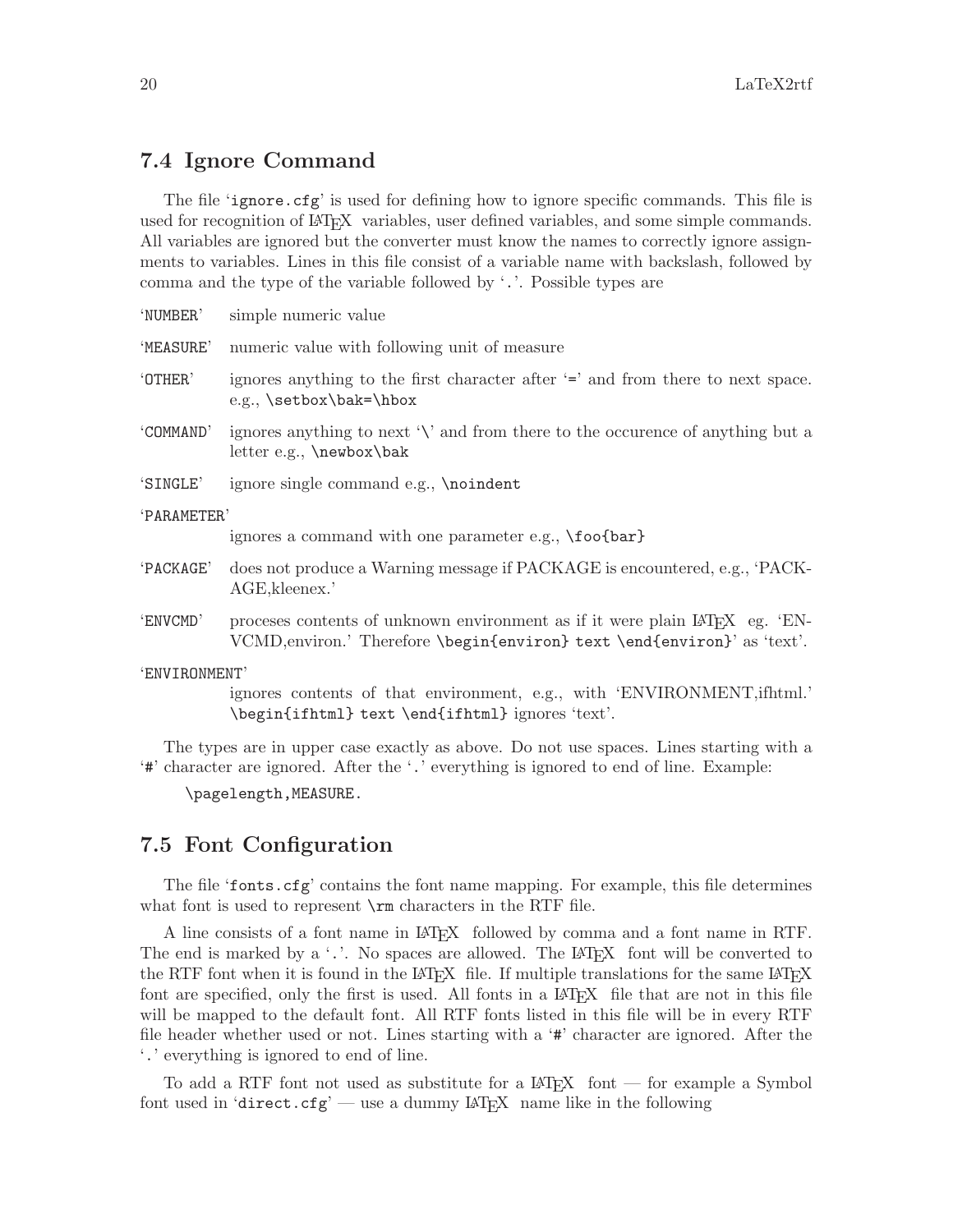## 7.4 Ignore Command

The file '`ignore.cfg`' is used for defining how to ignore specific commands. This file is used for recognition of LaTeX variables, user defined variables, and some simple commands. All variables are ignored but the converter must know the names to correctly ignore assignments to variables. Lines in this file consist of a variable name with backslash, followed by comma and the type of the variable followed by '`.`'. Possible types are

'`NUMBER`'
: simple numeric value

'`MEASURE`'
: numeric value with following unit of measure

'`OTHER`'
: ignores anything to the first character after '`=`' and from there to next space. e.g., `\setbox\bak=\hbox`

'`COMMAND`'
: ignores anything to next '`\`' and from there to the occurence of anything but a letter e.g., `\newbox\bak`

'`SINGLE`'
: ignore single command e.g., `\noindent`

'`PARAMETER`'
: ignores a command with one parameter e.g., `\foo{bar}`

'`PACKAGE`'
: does not produce a Warning message if PACKAGE is encountered, e.g., 'PACKAGE,kleenex.'

'`ENVCMD`'
: proceses contents of unknown environment as if it were plain LaTeX eg. 'ENVCMD,environ.' Therefore `\begin{environ} text \end{environ}`' as 'text'.

'`ENVIRONMENT`'
: ignores contents of that environment, e.g., with 'ENVIRONMENT,ifhtml.' `\begin{ifhtml} text \end{ifhtml}` ignores 'text'.

The types are in upper case exactly as above. Do not use spaces. Lines starting with a '`#`' character are ignored. After the '`.`' everything is ignored to end of line. Example:

```
\pagelength,MEASURE.
```

## 7.5 Font Configuration

The file '`fonts.cfg`' contains the font name mapping. For example, this file determines what font is used to represent `\rm` characters in the RTF file.

A line consists of a font name in LaTeX followed by comma and a font name in RTF. The end is marked by a '`.`'. No spaces are allowed. The LaTeX font will be converted to the RTF font when it is found in the LaTeX file. If multiple translations for the same LaTeX font are specified, only the first is used. All fonts in a LaTeX file that are not in this file will be mapped to the default font. All RTF fonts listed in this file will be in every RTF file header whether used or not. Lines starting with a '`#`' character are ignored. After the '`.`' everything is ignored to end of line.

To add a RTF font not used as substitute for a LaTeX font — for example a Symbol font used in '`direct.cfg`' — use a dummy LaTeX name like in the following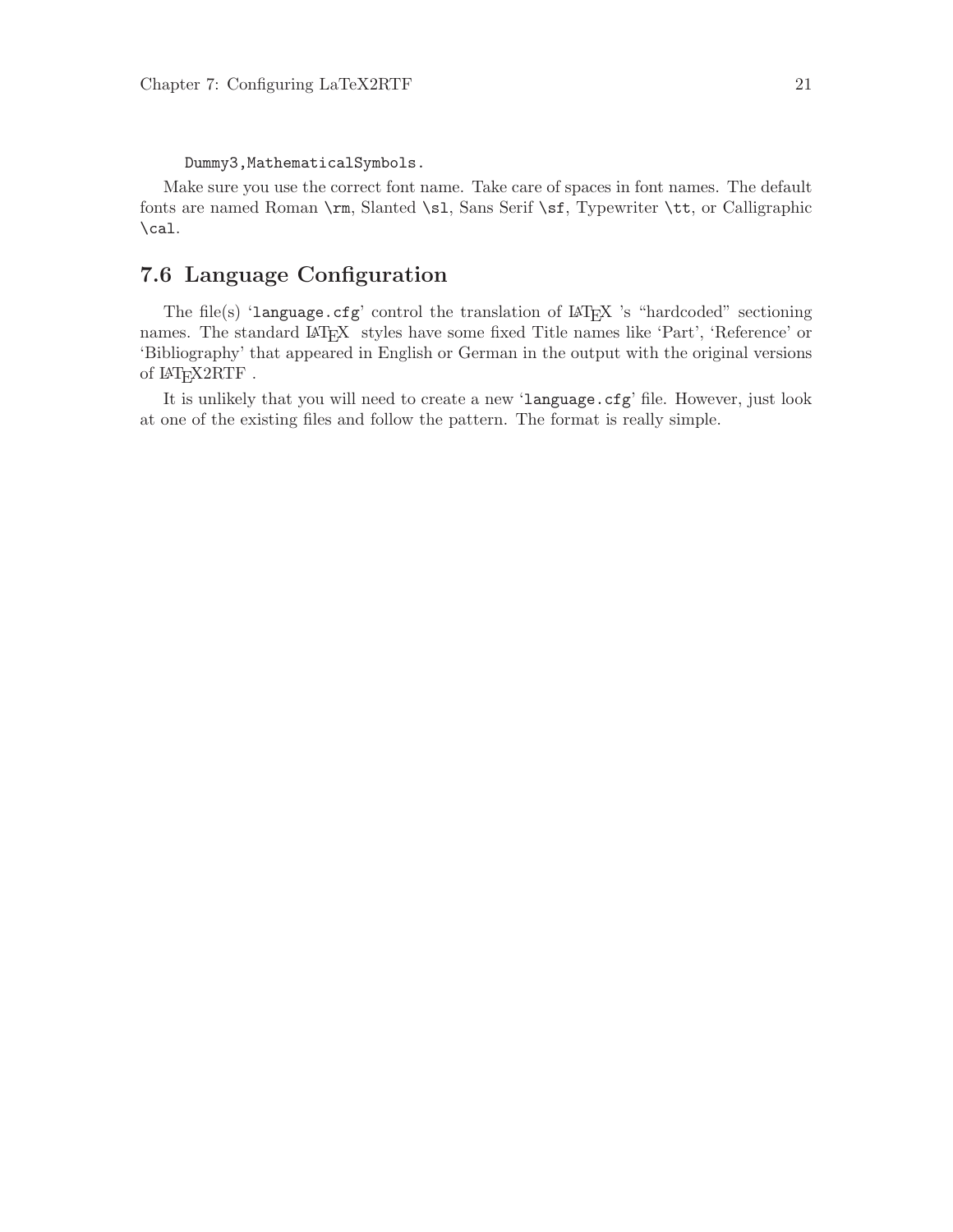```
Dummy3,MathematicalSymbols.
```

Make sure you use the correct font name. Take care of spaces in font names. The default fonts are named Roman `\rm`, Slanted `\sl`, Sans Serif `\sf`, Typewriter `\tt`, or Calligraphic `\cal`.

## 7.6 Language Configuration

The file(s) '`language.cfg`' control the translation of LaTeX 's "hardcoded" sectioning names. The standard LaTeX styles have some fixed Title names like 'Part', 'Reference' or 'Bibliography' that appeared in English or German in the output with the original versions of LaTeX2RTF .

It is unlikely that you will need to create a new '`language.cfg`' file. However, just look at one of the existing files and follow the pattern. The format is really simple.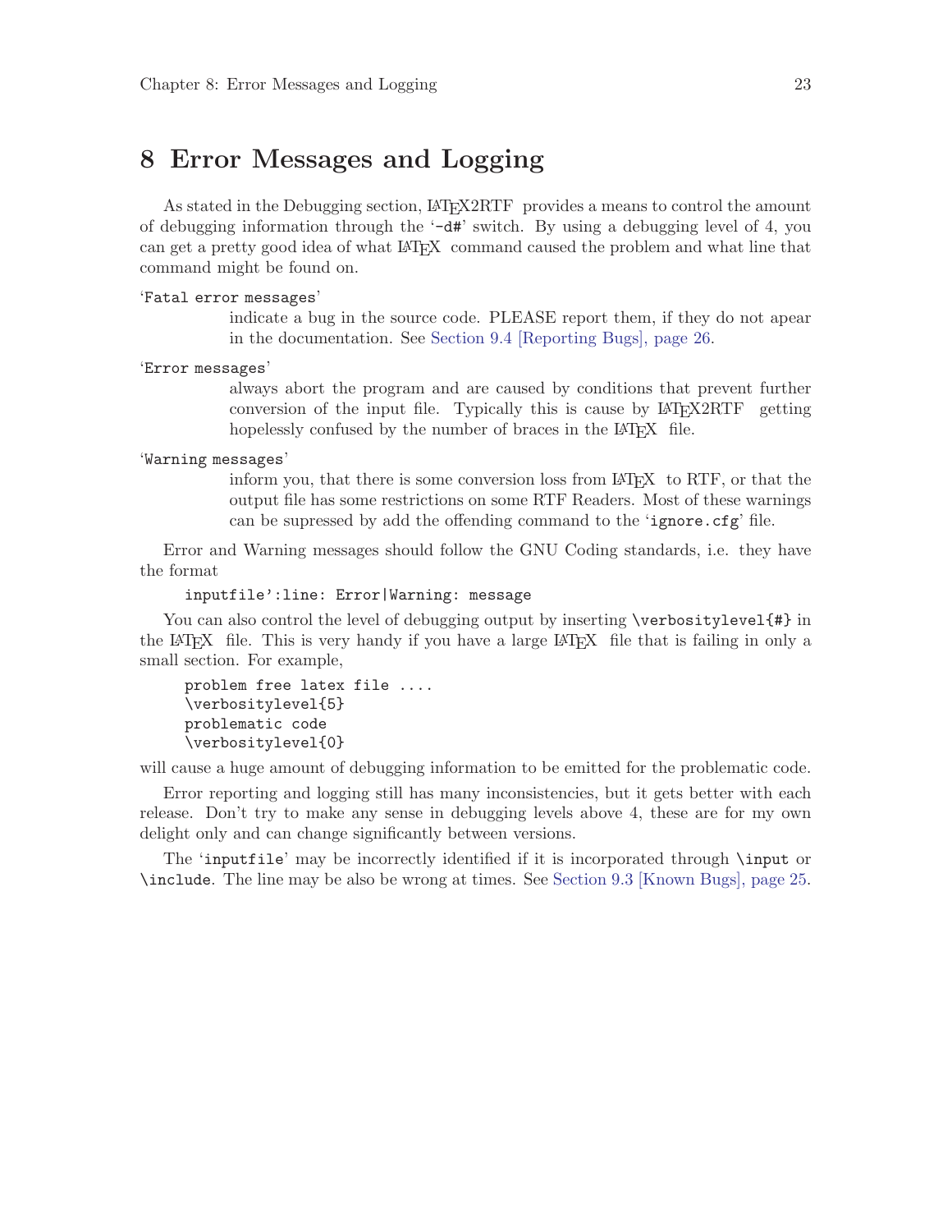# 8 Error Messages and Logging

As stated in the Debugging section, LaTeX2RTF provides a means to control the amount of debugging information through the '-d#' switch. By using a debugging level of 4, you can get a pretty good idea of what LaTeX command caused the problem and what line that command might be found on.

'Fatal error messages'
: indicate a bug in the source code. PLEASE report them, if they do not apear in the documentation. See Section 9.4 [Reporting Bugs], page 26.

'Error messages'
: always abort the program and are caused by conditions that prevent further conversion of the input file. Typically this is cause by LaTeX2RTF getting hopelessly confused by the number of braces in the LaTeX file.

'Warning messages'
: inform you, that there is some conversion loss from LaTeX to RTF, or that the output file has some restrictions on some RTF Readers. Most of these warnings can be supressed by add the offending command to the 'ignore.cfg' file.

Error and Warning messages should follow the GNU Coding standards, i.e. they have the format

```
inputfile':line: Error|Warning: message
```

You can also control the level of debugging output by inserting `\verbositylevel{#}` in the LaTeX file. This is very handy if you have a large LaTeX file that is failing in only a small section. For example,

```
problem free latex file ....
\verbositylevel{5}
problematic code
\verbositylevel{0}
```

will cause a huge amount of debugging information to be emitted for the problematic code.

Error reporting and logging still has many inconsistencies, but it gets better with each release. Don't try to make any sense in debugging levels above 4, these are for my own delight only and can change significantly between versions.

The 'inputfile' may be incorrectly identified if it is incorporated through `\input` or `\include`. The line may be also be wrong at times. See Section 9.3 [Known Bugs], page 25.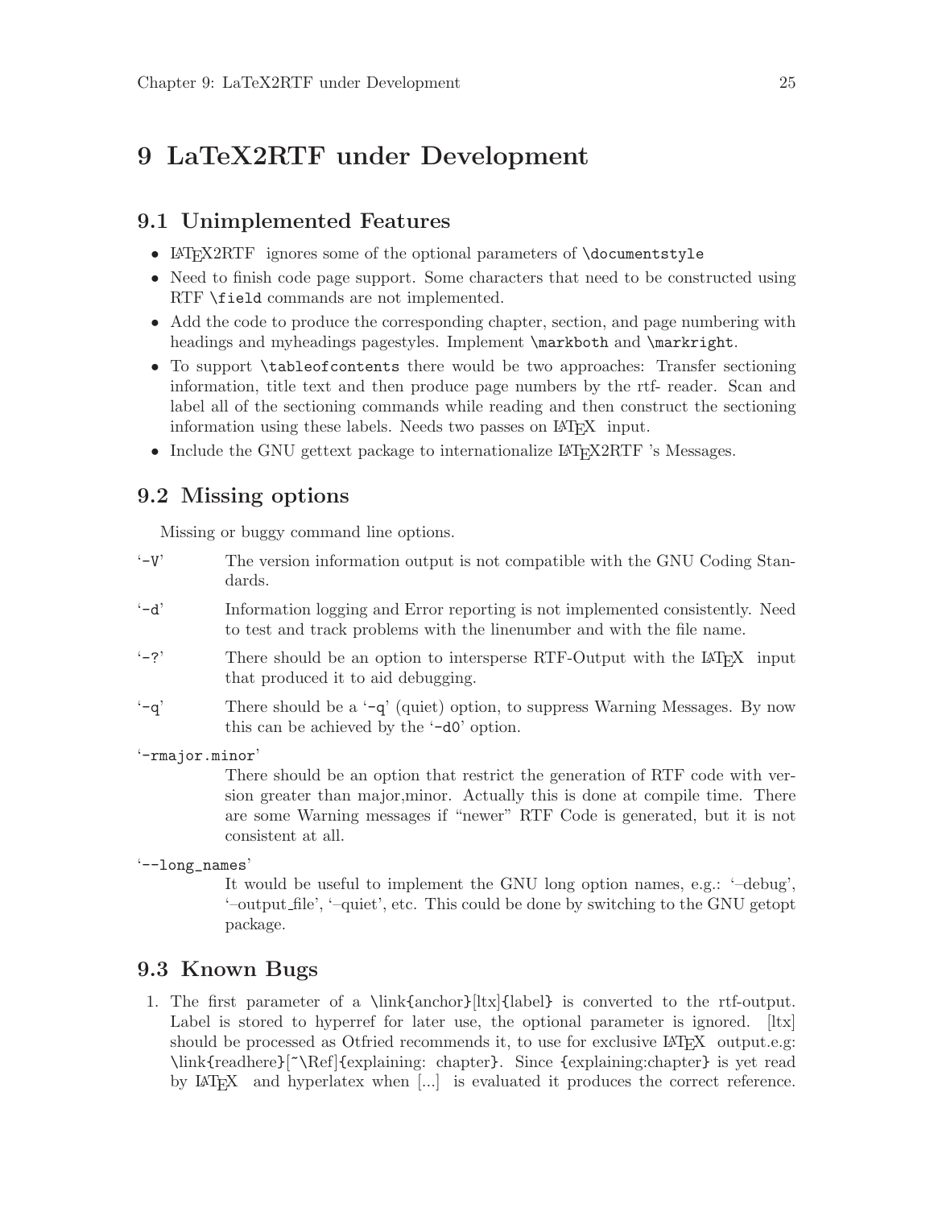# 9 LaTeX2RTF under Development

## 9.1 Unimplemented Features

- LaTeX2RTF ignores some of the optional parameters of `\documentstyle`
- Need to finish code page support. Some characters that need to be constructed using RTF `\field` commands are not implemented.
- Add the code to produce the corresponding chapter, section, and page numbering with headings and myheadings pagestyles. Implement `\markboth` and `\markright`.
- To support `\tableofcontents` there would be two approaches: Transfer sectioning information, title text and then produce page numbers by the rtf- reader. Scan and label all of the sectioning commands while reading and then construct the sectioning information using these labels. Needs two passes on LaTeX input.
- Include the GNU gettext package to internationalize LaTeX2RTF 's Messages.

## 9.2 Missing options

Missing or buggy command line options.

'`-V`'
: The version information output is not compatible with the GNU Coding Standards.

'`-d`'
: Information logging and Error reporting is not implemented consistently. Need to test and track problems with the linenumber and with the file name.

'`-?`'
: There should be an option to intersperse RTF-Output with the LaTeX input that produced it to aid debugging.

'`-q`'
: There should be a '`-q`' (quiet) option, to suppress Warning Messages. By now this can be achieved by the '`-d0`' option.

'`-rmajor.minor`'
: There should be an option that restrict the generation of RTF code with version greater than major,minor. Actually this is done at compile time. There are some Warning messages if "newer" RTF Code is generated, but it is not consistent at all.

'`--long_names`'
: It would be useful to implement the GNU long option names, e.g.: '–debug', '–output_file', '–quiet', etc. This could be done by switching to the GNU getopt package.

## 9.3 Known Bugs

1. The first parameter of a \link{anchor}[ltx]{label} is converted to the rtf-output. Label is stored to hyperref for later use, the optional parameter is ignored. [ltx] should be processed as Otfried recommends it, to use for exclusive LaTeX output.e.g: \link{readhere}[~\Ref]{explaining: chapter}. Since {explaining:chapter} is yet read by LaTeX and hyperlatex when [...] is evaluated it produces the correct reference.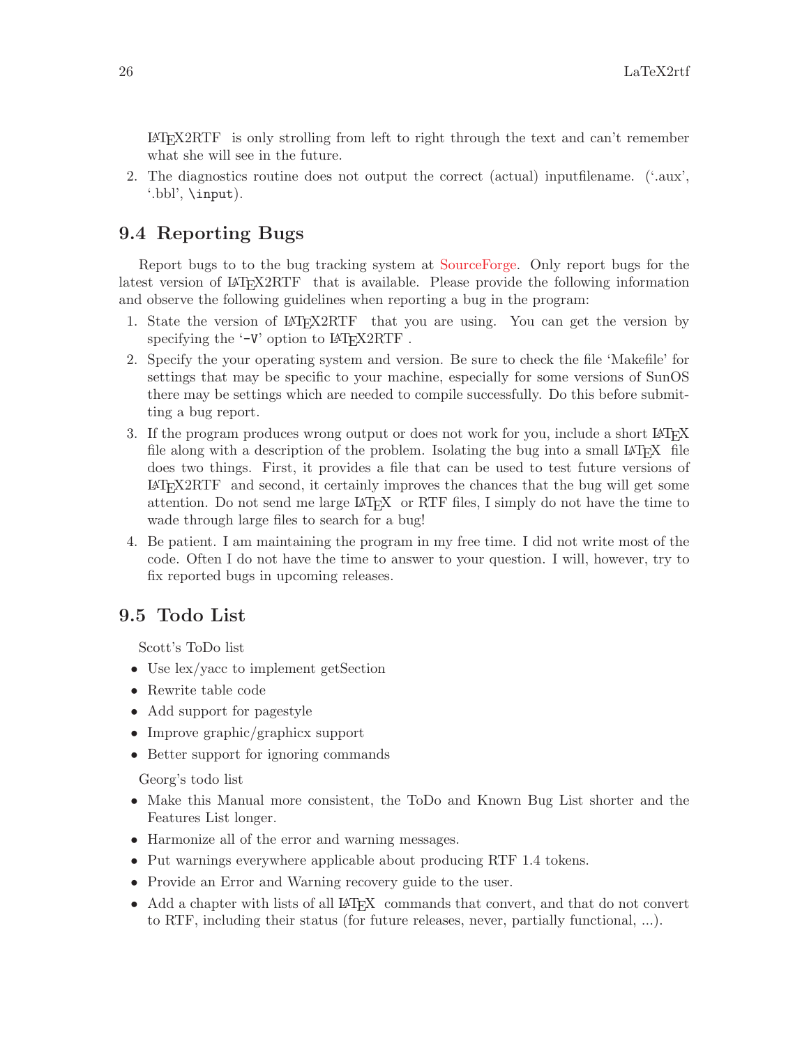LaTeX2RTF is only strolling from left to right through the text and can't remember what she will see in the future.

2. The diagnostics routine does not output the correct (actual) inputfilename. ('.aux', '.bbl', `\input`).

## 9.4 Reporting Bugs

Report bugs to to the bug tracking system at SourceForge. Only report bugs for the latest version of LaTeX2RTF that is available. Please provide the following information and observe the following guidelines when reporting a bug in the program:

1. State the version of LaTeX2RTF that you are using. You can get the version by specifying the '`-V`' option to LaTeX2RTF .
2. Specify the your operating system and version. Be sure to check the file 'Makefile' for settings that may be specific to your machine, especially for some versions of SunOS there may be settings which are needed to compile successfully. Do this before submitting a bug report.
3. If the program produces wrong output or does not work for you, include a short LaTeX file along with a description of the problem. Isolating the bug into a small LaTeX file does two things. First, it provides a file that can be used to test future versions of LaTeX2RTF and second, it certainly improves the chances that the bug will get some attention. Do not send me large LaTeX or RTF files, I simply do not have the time to wade through large files to search for a bug!
4. Be patient. I am maintaining the program in my free time. I did not write most of the code. Often I do not have the time to answer to your question. I will, however, try to fix reported bugs in upcoming releases.

## 9.5 Todo List

Scott's ToDo list

- Use lex/yacc to implement getSection
- Rewrite table code
- Add support for pagestyle
- Improve graphic/graphicx support
- Better support for ignoring commands

Georg's todo list

- Make this Manual more consistent, the ToDo and Known Bug List shorter and the Features List longer.
- Harmonize all of the error and warning messages.
- Put warnings everywhere applicable about producing RTF 1.4 tokens.
- Provide an Error and Warning recovery guide to the user.
- Add a chapter with lists of all LaTeX commands that convert, and that do not convert to RTF, including their status (for future releases, never, partially functional, ...).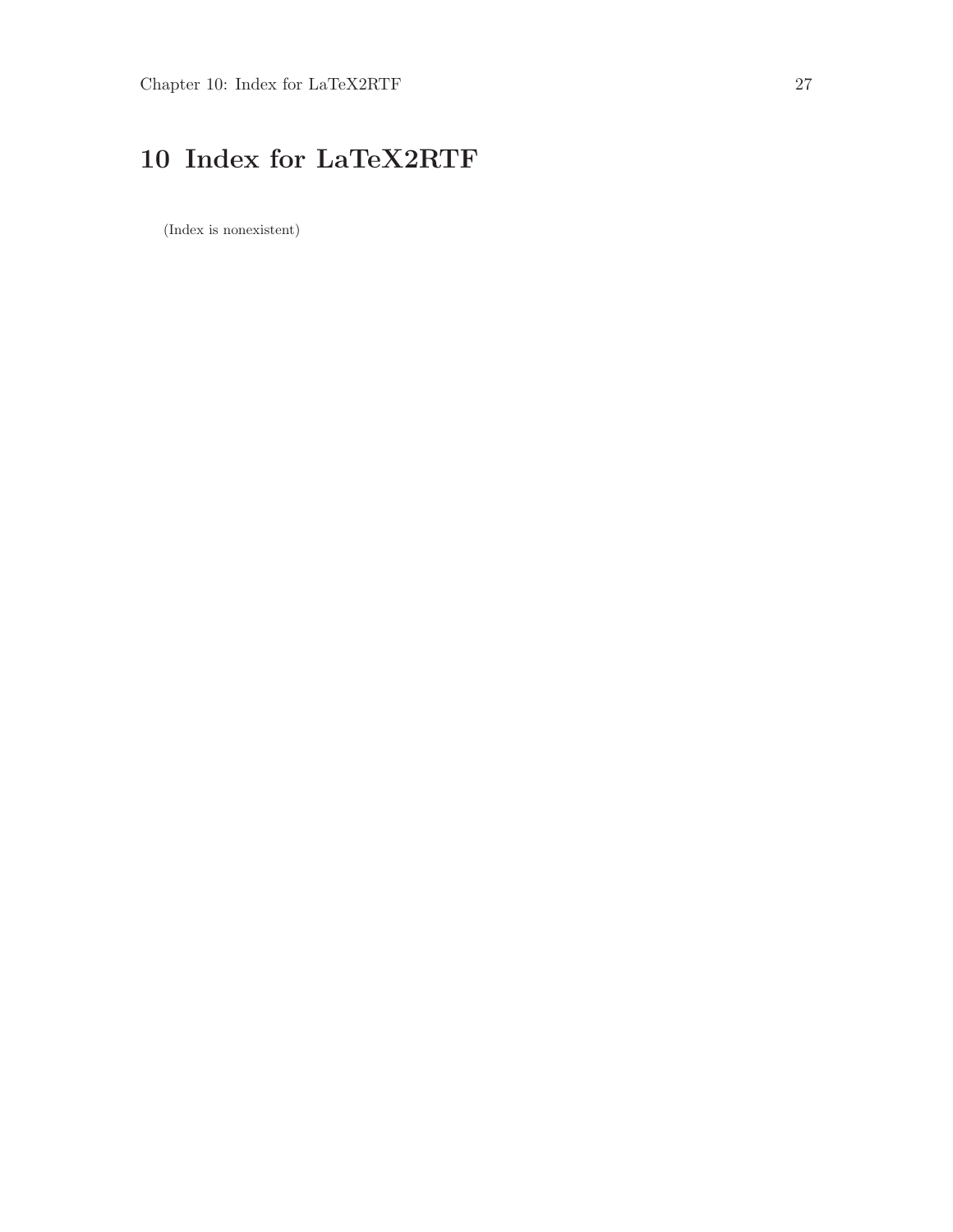# 10 Index for LaTeX2RTF

(Index is nonexistent)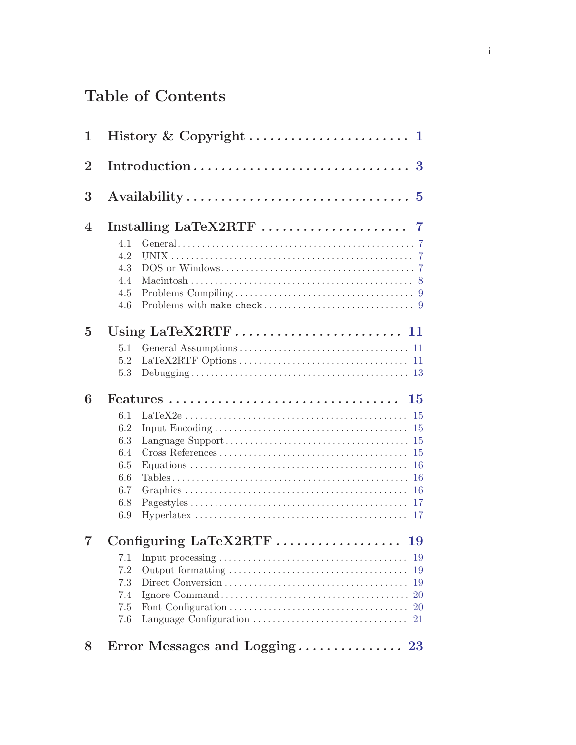# Table of Contents

**1 History & Copyright** ........................ 1

**2 Introduction** ........................ 3

**3 Availability** ........................ 5

**4 Installing LaTeX2RTF** ........................ 7

- 4.1 General ........................ 7
- 4.2 UNIX ........................ 7
- 4.3 DOS or Windows ........................ 7
- 4.4 Macintosh ........................ 8
- 4.5 Problems Compiling ........................ 9
- 4.6 Problems with `make check` ........................ 9

**5 Using LaTeX2RTF** ........................ 11

- 5.1 General Assumptions ........................ 11
- 5.2 LaTeX2RTF Options ........................ 11
- 5.3 Debugging ........................ 13

**6 Features** ........................ 15

- 6.1 LaTeX2e ........................ 15
- 6.2 Input Encoding ........................ 15
- 6.3 Language Support ........................ 15
- 6.4 Cross References ........................ 15
- 6.5 Equations ........................ 16
- 6.6 Tables ........................ 16
- 6.7 Graphics ........................ 16
- 6.8 Pagestyles ........................ 17
- 6.9 Hyperlatex ........................ 17

**7 Configuring LaTeX2RTF** ........................ 19

- 7.1 Input processing ........................ 19
- 7.2 Output formatting ........................ 19
- 7.3 Direct Conversion ........................ 19
- 7.4 Ignore Command ........................ 20
- 7.5 Font Configuration ........................ 20
- 7.6 Language Configuration ........................ 21

**8 Error Messages and Logging** ........................ 23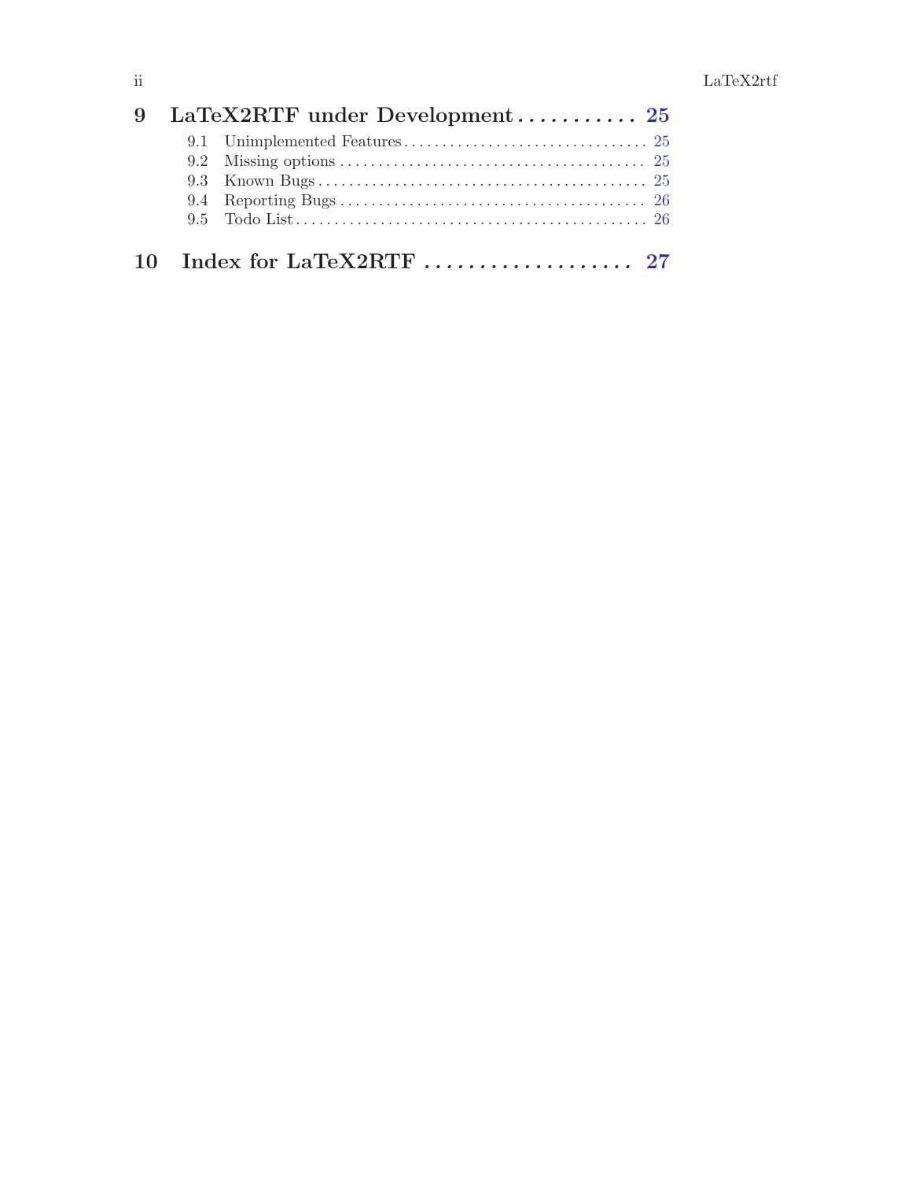**9 LaTeX2RTF under Development . . . . . . . . . . . 25**

- 9.1 Unimplemented Features . . . . . . . . . . . . . . . . . . . . . . . . . . . . . . . . 25
- 9.2 Missing options . . . . . . . . . . . . . . . . . . . . . . . . . . . . . . . . . . . . . . . 25
- 9.3 Known Bugs . . . . . . . . . . . . . . . . . . . . . . . . . . . . . . . . . . . . . . . . . . 25
- 9.4 Reporting Bugs . . . . . . . . . . . . . . . . . . . . . . . . . . . . . . . . . . . . . . . 26
- 9.5 Todo List . . . . . . . . . . . . . . . . . . . . . . . . . . . . . . . . . . . . . . . . . . . . . 26

**10 Index for LaTeX2RTF . . . . . . . . . . . . . . . . . . . 27**